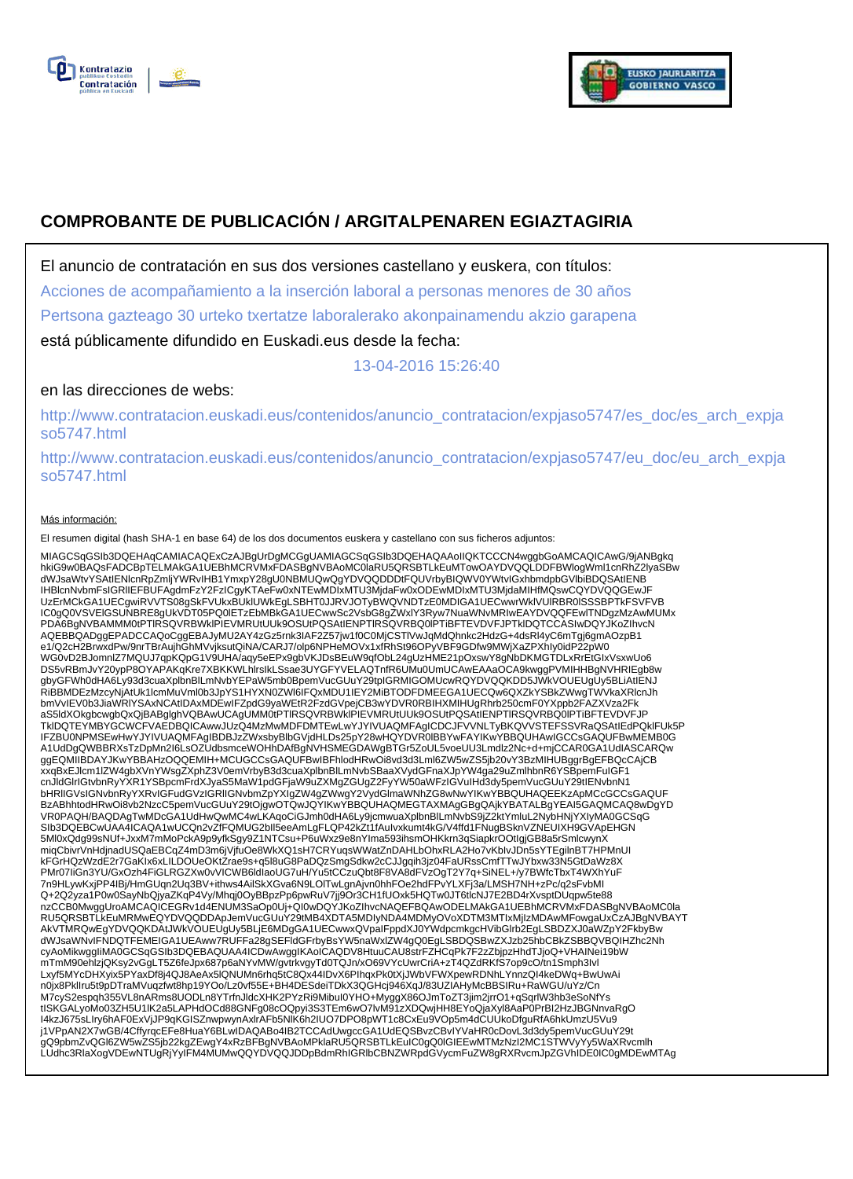# COMPROBANTE DE PUBLICACIÓN / ARGITALPENAREN EGIAZTAGIRIA

El anuncio de contratación en sus dos versiones castellano y euskera, con títulos:

Acciones de acompañamiento a la inserción laboral a personas menores de 30 años

Pertsona gazteago 30 urteko txertatze laboralerako akonpainamendu akzio garapena

está públicamente difundido en Euskadi.eus desde la fecha:

13-04-2016 15:26:40

en las direcciones de webs:

http://www.contratacion.euskadi.eus/contenidos/anuncio_contratacion/expjaso5747/es_doc/es_arch_expjaso5747.html

http://www.contratacion.euskadi.eus/contenidos/anuncio_contratacion/expjaso5747/eu_doc/eu_arch_expjaso5747.html

Más información:

El resumen digital (hash SHA-1 en base 64) de los dos documentos euskera y castellano con sus ficheros adjuntos:

MIAGCSqGSIb3DQEHAqCAMIACAQExCzAJBgUrDgMCGgUAMIAGCSqGSIb3DQEHAQAAoIIQKTCCCN4wggbGoAMCAQICAwG/9jANBgkqhkiG9w0BAQsFADCBpTELMAkGA1UEBhMCRVMxFDASBgNVBAoMC0laRU5QRSBTLkEuMTowOAYDVQQLDDFBWlogWml1cnRhZ2lyaSBwdWJsaWtvYSAtIENlcnRpZmljYWRvIHB1YmxpY28gU0NBMUQwQgYDVQQDDDtFQUVrbyBIQWV0YWtvIGxhbmdpbGVlbiBDQSAtIENBIHBlcnNvbmFsIGRlIEFBUFAgdmFzY2FzICgyKTAeFw0xNTEwMDIxMTU3MjdaFw0xODEwMDIxMTU3MjdaMIHfMQswCQYDVQQGEwJFUzErMCkGA1UECgwiRVVTS08gSkFVUkxBUklUWkEgLSBHT0JJRVJOTyBWQVNDTzE0MDIGA1UECwwrWklVUlRBR0lSSSBPTkFSVFVBIC0gQ0VSVElGSUNBRE8gUkVDT05PQ0lETzEbMBkGA1UECwwSc2VsbG8gZWxlY3Ryw7NuaWNvMRIwEAYDVQQFEwlTNDgzMzAwMUMxPDA6BgNVBAMMM0tPTlRSQVRBWklPIEVMRUtUUk9OSUtPQSAtIENPTlRSQVRBQ0lPTiBFTEVDVFJPTklDQTCCASIwDQYJKoZIhvcNAQEBBQADggEPADCCAQoCggEBAJyMU2AY4zGz5rnk3IAF2Z57jw1f0C0MjCSTlVwJqMdQhnkc2HdzG+4dsRl4yC6mTgj6gmAOzpB1e1/Q2cH2BrwxdPw/9nrTBrAujhGhMVvjksutQiNA/CARJ7/olp6NPHeMOVx1xfRhSt96OPyVBF9GDfw9MWjXaZPXhly0idP22pW0WG0vD2BJomnlZ7MQUJ7qpKQpG1V9UHA/aqy5eEPx9gbVKJDsBEuW9qfObL24gUzHME21pOxswY8gNbDKMGTDLxRrEtGIxVsxwUo6DS5vRBmJvY20ypP8OYAPAKqKre7XBKKWLhlrsIkLSsae3UYGFYVELAQTnfR6UMu0UmUCAwEAAaOCA9kwggPVMIHHBgNVHRIEgb8wgbyGFWh0dHA6Ly93d3cuaXplbnBlLmNvbYEPaW5mb0BpemVucGUuY29tpIGRMIGOMUcwRQYDVQQKDD5JWkVOUEUgUy5BLiAtIENJRiBBMDEzMzcyNjAtUk1lcmMuVml0b3JpYS1HYXN0ZWl6IFQxMDU1IEY2MiBTODFDMEEGA1UECQw6QXZkYSBkZWwgTWVkaXRlcnJhbmVvIEV0b3JiaWRlYSAxNCAtIDAxMDEwIFZpdG9yaWEtR2FzdGVpejCB3wYDVR0RBIHXMIHUgRhrb250cmF0YXppb24tZXVza2Fkaz55ldXOkgbcwgbQxQjBABglghVQBAwUCAgUMM0tPTlRSQVRBWklPIEVMRUtUUk9OSUtPQSAtIENPTlRSQVRBQ0lPTiBFTEVDVFJPTklDQTEYMBYGCWCFVAEDBQICAwwJUzQ4MzMwMDFDMTEwLwYJYIVUAQMFAgICDCJFVVNLTyBKQVVSTEFSSVRaQSAtIEdPQklFUk5PIFZBU0NPMSEwHwYJYIVUAQMFAgIBDBJzZWxsbyBlbGVjdHLDs25pY28wHQYDVR0lBBYwFAYIKwYBBQUHAwIGCCsGAQUFBwMEMB0GA1UdDgQWBBRXsTzDpMn2I6LsOZUdbsmceWOHhDAfBgNVHSMEGDAWgBTGr5ZoUL5voeUU3Lmdlz2Nc+d+mjCCAR0GA1UdIASCARQwggEQMIIBDAYJKwYBBAHzOQQEMIH+MCUGCCsGAQUFBwIBFhlodHRwOi8vd3d3Lml6ZW5wZS5jb20vY3BzMIHUBggrBgEFBQcCAjCBxxqBxEJlcm1lZW4gbXVnYWsgZXphZ3V0emVrbyB3d3cuaXplbnBlLmNvbSBaaXVydGFnaXJpYW4ga29uZmlhbnR6YSBpemFuIGF1cnJldGlrIGtvbnRyYXR1YSBpcmFrdXJyaS5MaW1pdGFjaW9uZXMgZGUgZ2FyYW50aWFzIGVuIHd3dy5pemVucGUuY29tIENvbnN1bHRlIGVsIGNvbnRyYXRvIGFudGVzIGRlIGNvbmZpYXIgZW4gZWwgY2VydGlmaWNhZG8wNwYIKwYBBQUHAQEEKzApMCcGCCsGAQUFBzABhhtodHRwOi8vb2NzcC5pemVucGUuY29tOjgwOTQwJQYIKwYBBQUHAQMEGTAXMAgGBgQAjkYBATALBgYEAI5GAQMCAQ8wDgYDVR0PAQH/BAQDAgTwMDcGA1UdHwQwMC4wLKAqoCiGJmh0dHA6Ly9jcmwuaXplbnBlLmNvbS9jZ2ktYmluL2NybHNjYXlyMA0GCSqGSIb3DQEBCwUAA4ICAQA1wUCQn2vZfFQMUG2bIl5eeAmLgFLQP42kZt1fAulvxkumt4kG/V4ffd1FNugBSknVZNEUIXH9GVApEHGN5MI0xQdg99sNUf+JxxM7mMoPckA9p9yfkSgy9Z1NTCsu+P6uWxz9e8nYIma593ihsmOHKkrn3qSiapkrOOtlgjGB8a5rSmlcwynXmiqCbivrVnHdjnadUSQaEBCqZ4mD3m6jVjfuOe8WkXQ1sH7CRYuqsWWatZnDAHLbOhxRLA2Ho7vKblvJDn5sYTEgilnBT7HPMnUIkFGrHQzWzdE2r7GaKIx6xLILDOUeOKtZrae9s+q5l8uG8PaDzSmgSdkw2cCJJgqih3jz04FaURssCmfTTwJYbxw33N5GtDaWz8XPMr07IiGn3YU/GxOzh4FiGLRGZXw0vVICWB6ldIaoUG7uH/Yu5tCCzuQbt8F8VA8dFVzOgT2Y7q+SiNEL+/y7BWfcTbxT4WXhYuF7n9HLywKxjPP4IBj/HmGUqn2Uq3BV+ithws4AilSkXGva6N9LOlTwLgnAjvn0hhFOe2hdFPvYLXFj3a/LMSH7NH+zPc/q2sFvbMIQ+2Q2yza1P0w0SayNbQjyaZKqP4Vy/Mhqj0OyBBpzPp6pwRuV7jj9Or3CH1fUOxk5HQTw0JT6tlcNJ7E2BD4rXvsptDUqpw5te88nzCCB0MwggUroAMCAQICEGRv1d4ENUM3SaOp0Uj+QI0wDQYJKoZIhvcNAQEFBQAwODELMAkGA1UEBhMCRVMxFDASBgNVBAoMC0laRU5QRSBTLkEuMRMwEQYDVQQDDApJemVucGUuY29tMB4XDTA5MDIyNDA4MDMyOVoXDTM3MTIxMjIzMDAwMFowgaUxCzAJBgNVBAYTAkVTMRQwEgYDVQQKDAtJWkVOUEUgUy5BLjE6MDgGA1UECwwxQVpaIFppdXJ0YWdpcmkgcHVibGlrb2EgLSBDZXJ0aWZpY2FkbyBwdWJsaWNvIFNDQTFEMEIGA1UEAww7RUFFa28gSEFldGFrbyBsYW5naWxlZW4gQ0EgLSBDQSBwZXJzb25hbCBkZSBBQVBQIHZhc2NhcyAoMikwggIiMA0GCSqGSIb3DQEBAQUAA4ICDwAwggIKAoICAQDV8HtuuCAU8strFZHCqPk7F2zZbjpzHhdTJjoQ+VHAINei19bWmTmM90ehlzjQKsy2vGgLT5Z6feJpx687p6aNYvMW/gvtrkvgyTd0TQJn/xO69VYcUwrCriA+zT4QZdRKfS7op9cO/tn1Smph3IvlLxyf5MYcDHXyix5PYaxDf8j4QJ8AeAx5lQNUMn6rhq5tC8Qx44IDvX6PIhqxPk0tXjJWbVFWXpewRDNhLYnnzQI4keDWq+BwUwAin0jx8PklIru5t9pDTraMVuqzfwt8hp19YOo/Lz0vf55E+BH4DESdeiTDkX3QGHcj946XqJ/83UZIAHyMcBBSIRu+RaWGU/uYz/CnM7cyS2espqh355VL8nARms8UODLn8YTrfnJldcXHK2PYzRi9Mibul0YHO+MyggX86OJmToZT3jim2jrrO1+qSqrlW3hb3eSoNfYstISKGALyoMo03ZH5U1lK2a5LAPHdOCd88GNFg08cOQpyi3S3TEm6wO7lvM91zXDQwjHH8EYoQjaXyl8AaP0PrBI2HzJBGNnvaRgOI4kzJ675sLIry6hAF0ExVjJP9qKGISZnwpwynAxlrAFb5NlK6h2IUO7DPO8pWT1c8CxEu9VOp5m4dCUUkoDfguRfA6hkUmzU5Vu9j1VPpAN2X7wGB/4CffyrqcEFe8HuaY6BLwlDAQABo4IB2TCCAdUwgccGA1UdEQSBvzCBvIYVaHR0cDovL3d3dy5pemVucGUuY29tgQ9pbmZvQGl6ZW5wZS5jb22kgZEwgY4xRzBFBgNVBAoMPklaRU5QRSBTLkEuIC0gQ0lGIEEwMTMzNzI2MC1STWVyYy5WaXRvcmlhLUdhc3RlaXogVDEwNTUgRjYyIFM4MUMwQQYDVQQJDDpBdmRhIGRlbCBNZWRpdGVycmFuZW8gRXRvcmJpZGVhIDE0IC0gMDEwMTAg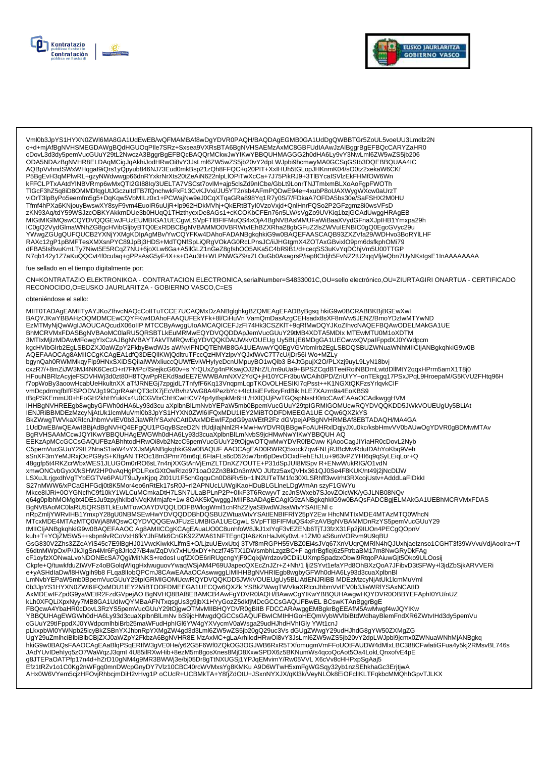Vml0b3JpYS1HYXN0ZWl6MA8GA1UdEwEB/wQFMAMBAf8wDgYDVR0PAQH/BAQDAgEGMB0GA1UdDgQWBBTGr5ZoUL5voeUU3Lmdlz2N
c+d+mjAfBgNVHSMEGDAWgBQdHGUOqPIle7SRz+Sxsea9VXRsBTA6BgNVHSAEMzAxMC8GBFUdIAAwJzAlBggrBgEFBQcCARYZaHR0
cDovL3d3dy5pemVucGUuY29tL2NwczA3BggrBgEFBQcBAQQrMCkwJwYIKwYBBQUHMAGGG2h0dHA6Ly9vY3NwLml6ZW5wZS5jb206
ODA5NDAzBgNVHR8ELDAqMCigJqAkhiJodHRwOi8vY3JsLml6ZW5wZS5jb20vY2dpLWJpbi9hcmwyMA0GCSqGSIb3DQEBBQUAA4IC
AQBpVvhndSWxWHqgaI9iQrs1yQpyub846NJ73Eud0mkBsp21zQh8FFQC+q20PIT+XxIHUh5tGLopJHKnmK04/sO0tz2xekaW6CKf
P5BgEvH3qMPlwRL+gzyNWdwwgp66dnRYxkrNrXts20tZeAiN622nlpLlOPiTwXcCa+7J75PikRJ9+3TlBYcalSVlzEkFHMfOW6Wn
kFFCLPTxAAtdYlNBVRmp6wMxQTI2GI88Iq/3UELTA7VSCst7ovlM+ajp5clsZd9nlCbe/GbLt9LonrTNJTmlxmBLXoAoFgpFWOTh
TlGcF3hZ5q8iD8OMMDfqgUtJGczuitdTB7fQnchwkFxF13CvKJVxi/JU5YT2r/sb4AFmPQDwE94e+4xubP8oUAXWygWXcw0aUrzT
viOrT3lpByPo5eemfm5g5+DqKqw5VbMILz0x1+PCWajNw9eJ0CqXTqaGRa898Yq1R7y0S/7/FDkaA7OFDA5bs30e/SaFSHX2M0HU
Tfmf4hPXa6KNjouyBwswXY8syF9vm4EuolR6uUjR+lp962HDkMVhj+QkERtBTyl0VzoVxjd+QnlHnrFQSo2P2GFzgmz8i0wsVFsD
zKN93Aq/tdY59WSJzcOBKYAkkrnDUe3b0HUqQ1THzthycxDe8AGs1+cKCOKbCFEn76n5LW/sVgZo9UVKiq1bzjGCAdUwggHRAgEB
MIGtMIGlMQswCQYDVQQGEwJFUzEUMBIGA1UECgwLSVpFTlBFIFMuQS4xOjA4BgNVBAsMMUFaWiBaaXVydGFnaXJpIHB1Ymxpa29h
IC0gQ2VydGlmaWNhZG8gcHVibGljbyBTQ0ExRDBCBgNVBAMMO0VBRWtvIEhBZXRha28gbGFuZ2lsZWVuIENBIC0gQ0EgcGVyc29u
YWwgZGUgQUFQUCB2YXNjYXMgKDIpAgMBv/YwCQYFKw4DAhoFADANBgkqhkiG9w0BAQEFAASCAQB93ZXZVfa29/WDHvo3BoRYlLHF
RAXc12gP1pBMFTesXMXsnPYC89JpBj3HDS+MdTQNfSpLiQRgVOkAG0RcLPnsJC/iJHGtgmX4ZOTAxGBvixlO9pm6dsfkphOMi79
dFBA5IsBvuKmLTy7Niwt5E5RCqZ7NU+6joXLw6Ga+A5lIGLZ1nGeZ8gfshOO5AKa5C4bR9B1/d+ceqSS3uKvYqDChjVm5U00TTGP
N7qb142y1Z7aKuQQCvt4f0cufaq+gPPsAsG5yF4X+s+OAu3H+WLPNWGZ9/xZLOuGb0AxagrsP/iap8CIdjh5FvNZ2tU2iqqVfj/eQbn7UyNKstgsE1InAAAAAAAA

fue sellado en el tiempo digitalmente por:

CN=KONTRATAZIO ELEKTRONIKOA - CONTRATACION ELECTRONICA,serialNumber=S4833001C,OU=sello electrónico,OU=ZIURTAGIRI ONARTUA - CERTIFICADO RECONOCIDO,O=EUSKO JAURLARITZA - GOBIERNO VASCO,C=ES

obteniéndose el sello:

MIIT0TADAgEAMIITyAYJKoZIhvcNAQcCoIITuTCCE7UCAQMxDzANBglghkgBZQMEAgEFADByBgsq hkiG9w0BCRABBKBjBGEwXwI
BAQYJKwYBBAHzOQMDMCEwCQYFKw4DAhoFAAQUFEkYFk+8l/CiHuVn VamQmDasAzgCEHsadx8sXF8mVw5JENZ/BmoYDzIwMTYwND
EzMTMyNjQwWgIJAOUCAQcudX06oIIP MTCCByAwggUIoAMCAQICEFJzFI74Hk3CSZKIT+9qRfMwDQYJKoZIhvcNAQEFBQAwODELMAkGA1UE
BhMCRVMxFDASBgNVBAoMC0laRU5QRSBTLkEuMRMwEQYDVQQDDApJemVucGUuY29tMB4XDTA5MDIx MTEwMTU0M1oXDTM
3MTIxMjIzMDAwMFowgYIxCzAJBgNVBAYTAkVTMRQwEgYDVQQKDAtJWkVOUEUg Uy5BLjE6MDgGA1UECwwxQVpaIFppdXJ0YWdpcm
kgcHVibGlrb2EgLSBDZXJ0aWZpY2FkbyBwdWJs aWNvIFNDQTEhMB8GA1UEAwwYQ0EgVGVrbmlrb2EgLSBDQSBUZWNuaWNhMIICIjANBgkqhkiG9w0B
AQEFAAOCAg8AMIICCgKCAgEA1dfQ3DEQllKWjQdltruTFccQzHMYzlpvYQJxfWvC7T7cU/jDr56i Wo+MZLy
bgynQah0RWMMkqyFlp9HNxSXiDSQiIaiWWxliuccQUWfEviWHyIyeDcnUMpuyBO1wQib3 B4JtGpujX2O/PLXzj9uyL9LyN18bvj
cxzR7/+8mZiJW3MJ4NK6CecD+rt7FMPc/lSrejkcG60v+s YrQUxZg4nPKswjOJ2NrZ/L/m9uUa9+BPSZCqdBTeeiRoiNBDmLwtdDllMtY2qqxHPrm5amX1T8j0
HFouNBRlzAcyjeFSDVHWj3d0zt80H8TQwPpREKd9adEE7EWWBAmNXV2YdQ+jH10YCFr3buWCAih0PD/ZriUlYY+onTEkgq17PSxJPqL9HroepaM/G5KVU2FHtq96H
f7opWoBy3aoowHcabUeHkultnXX aTfJRNEGj7zpgjdL7TnfyfF6Kq13VnqpmLqpTKOvOLHESIKI7qPsst++K1NGXtQKFzsYrlqvkClF
vmDcpdrmqfbIfFSPODVJg19CgrRAahQT3cfX7jEcVBvhzVwG8A4PezbYc+4IcUsiEFv6xyFrdBik hLE7XAzrn9a4EoKBS9
tBqPSKEmmtJ0+hFoGH2khHYukKx4U0CGVbrChHCwHCV74p4ytfspkMr6Ht /HXlQIJjPwTGQspNssH0rtcCAwEAAaOCAdkwggHVM
IHHBgNVHREEgb8wgbyGFWh0dHA6Ly93d3cu aXplbnBlLmNvbYEPaW5mb0BpemVucGUuY29tpIGRMIGOMUcwRQYDVQQKDD5JWkVOUEUgUy5BLiAt
IENJRiBBMDEzMzcyNjAtUk1lcmMuVml0b3JpYS1HYXN0ZWl6IFQxMDU1IEY2MiBTODFDMEEGA1UE CQw6QXZkYS
BkZWwgTWVkaXRlcnJhbmVvIEV0b3JiaWRlYSAxNCAtIDAxMDEwIFZpdG9yaWEtR2Fz dGVpejAPBgNVHRMBAf8EBTADAQH/MA4GA
1UdDwEB/wQEAwIBBjAdBgNVHQ4EFgQU1PGqyBSzeD2N tfUdjIajNnl2R+MwHwYDVR0jBBgwFoAUHRxlDqjyJXu0kc/ksbHmvVV0bAUwOgYDVR0gBDMwMTAv
BgRVHSAAMCcwJQYIKwYBBQUHAgEWGWh0dHA6Ly93d3cuaXplbnBlLmNvbS9jcHMwNwYIKwYBBQUH AQ
EEKzApMCcGCCsGAQUFBzABhhtodHRwOi8vb2NzcC5pemVucGUuY29tOjgwOTQwMwYDVR0fBCww KjAooCagJIYiaHR0cDovL2Nyb
C5pemVucGUuY29tL2NnaS1iaW4vYXJsMjANBgkqhkiG9w0BAQUF AAOCAgEAD0RWRQ5xock7qwFNLjRJBcMwRduIDAhYoKbq9Veh
sSnXF3mYeMJRxjOcPG9yS+KftgAN TROc18m3Pmr76m6qL6FtaFLs6cD52dw7bn6pDevDOxdFehEhJLu+963vPZYHl6q9qSyLEiqLor+Q
48ggfp5t4RKZcrWbxWES1JLUGOm0rRO6sL7n4njXXGtAnVjEmZLTDnXZ7OUTE+P31dSpJUl8MSpv R+ENwWukRIG/O1vdN
xmwONCvbGyxX/kSHW2HP0vAqHgPDLFxxGXtOwRIzd971oaO2Zn3BkDn3mWO JUfzz5axQVHx361QJ0Se4F8KUK/nt49j2jNcDlJW
LSXuJLrjgxdhVgTYbEGTVe6PAUT9uJyxKjpq Zt01U1F5chGqquCn0D8iRv5b+1lN2UTeTM1fo30XLSRhff3wvIrht3RXcojUstv+AdddLaFlDkkl
S27nMWW6/xPCaGHFGdj0t8K5Mor4eo6nRtEk17sR0J+rl2APNUcLUWgiKaoHDuBLGLlneLDgWmAn szyF1GWYu
Mkce8IJRi+0OYGNcfhC9f10kY1WLCuMCmkaDtH7LSN7ULaBPLnP2P+0lkF3T6RcwyvT zcJnSWxeb7SJovZOicWK/yGJLNB08NQv
q64g0plbhMOMgbt4DEsJu9zpyjhkIbdNVqKMmjafe+1w 8OAK5kQwgggJMIIF8aADAgECAgIG9zANBgkqhkiG9w0BAQsFADCBgjELMAkGA1UEBhMCRVMxFDAS
BgNVBAoMC0laRU5QRSBTLkEuMTowOAYDVQQLDDFBWlogWml1cnRhZ2lyaSBwdWJsaWtvYSAtIENl c
nRpZmljYWRvIHB1YmxpY28gU0NBMSEwHwYDVQQDDBhDQSBUZWtuaWthIFJsLEtd6ABuZm1TtfPlEaA/OvPKpjpZDF2blCRhgjM
MTcxMDE4MTAzMTQ0WjA8MQswCQYDVQQGEwJFUzEUMBIGA1UECgwL SVpFTlBFIFMuQS4xFzAVBgNVBAMMDnRzYS5pemVucGUuY29
tMIICIjANBgkqhkiG9w0BAQEFAAOC Ag8AMIICCgKCAgEAuaUO0C8unhfoW8JkJ1xlYqF3vEZENb6TjTJ3fzX31Fp2j9IUOn4PECgQOpnV
kuh+T+YOjZM5W5++sbpn9vRCoVxH6fkYJhFMk6CnGK92ZWA61NFTEgnQIA6zKnHaJvKy0wL+1ZM0 aS6unVORvm9U9qBU
GsG830V2Zhs3ZZcAYiS45c7E9lBgHJ01VwcKiwkKLlfmS+O/LjzuUEvxUtxj 3TVf8mRGPH55VBZ0Ei4sJVq67XnVUqrQMRlN4hQJUxhjaelznso1CGHT3f39WVvuVdjAoolra+/T
56dtnMWpOx/P/JkJIgSn4Mr6Fg8JrIo27/B4w/ZqDVx7xHU9xDY+hczf745TX1DWsmbhLzgzBC+F agrlrBgfiej6z5FtrbaBM17m8NwGRyDkFAg
cF1oyfzXONwaLvoNDONEcSA7Qgi/MitNKS+redosI uqfZXOE6riRUgcngYjF9CqixjWrdzov9CDii1UXmpSpadzxObwi9RtqoPAiuwGjt5Oko9ULOosij
Ckpfe+Q/tuwkfduZtWVFz4oBGolqWIqgHxlwuguovYwaqWSjAM4P69UJapecQXEcZnJZr+Z+Nh/1 lji2SYvt1efaYPd8OhBXzQoA7JFibvD3tSFWy+l3jdZbSjkARVVERi
e+yASHdIaDw/l8HWgih9b8 FLqa8lIobQPCmJ8CAwEAAaOCAswwggLIMIHHBgNVHREEgb8wgbyGFWh0dHA6Ly93d3cuaXplbnBl
LmNvbYEPaW5mb0BpemVucGUuY29tpIGRMIGOMUcwRQYDVQQKDD5JWkVOUEUgUy5BLiAtIENJRiBB MDEzMzcyNjAtUk1lcmMuVml
0b3JpYS1HYXN0ZWl6IFQxMDU1IEY2MiBTODFDMEEGA1UECQw6QXZk YSBkZWwgTWVkaXRlcnJhbmVvIEV0b3JiaWRlYSAxNCAtID
AxMDEwIFZpdG9yaWEtR2FzdGVpejAO BgNVHQ8BAf8EBAMCB4AwFgYDVR0lAQH/BAwwCgYIKwYBBQUHAwgwHQYDVR0OBBYEFAphl0YU/nUZ
kLh0XFQLiXpxNyy7MB8GA1UdIwQYMBaAFNTxqsgUs3g9jbX1HYyGozZ5dkfjMDcGCCsGAQUFBwEL BCswKTAnBggrBgE
FBQcwA4YbaHR0cDovL3RzYS5pemVucGUuY29tOjgwOTMvMIIBHQYDVR0gBIIB FDCCARAwggEMBgkrBgEEAfM5AwMwgf4wJQYIKw
YBBQUHAgEWGWh0dHA6Ly93d3cuaXplbnBlLmNv bS9jcHMwgdQGCCsGAQUFBwICMIHHGoHEQmVybWVlbiBtdWdhayBlemFndXR6ZWtvIHd3dy5pemVu
cGUuY29tIFppdXJ0YWdpcmlhbiBrb25maWFudHphIGl6YW4gYXVycmV0aWSga29udHJhdHVhIGly YWt1cnJ
pLkxpbWl0YWNpb25lcyBkZSBnYXJhbnRpYXMgZW4gd3d3Lml6ZW5wZS5jb20gQ29uc3VsdGUgZWwgY29udHJhdG8gYW50ZXMgZG
UgY29uZmlhciBlbiBlbCBjZXJ0aWZpY2FkbzA6BgNVHR8E MzAxMC+gLaArhilodHRwOi8vY3JsLml6ZW5wZS5jb20vY2dpLWJpbi9jcmx0ZWNuaWNhMjANBgkq
hkiG9w0BAQsFAAOCAgEAaBlqPSqERIfW3gVE0He/y62G5F6Wf0ZQkOG3OGJWB6RxR5TXfomugmVmFFoUOtFAUDW4dMlxLBC388CFwlatiGFua4y5kj2RMsvBL746s
JAdYUvlDehlyq5zO7WaWqzJ3qmI 4U85ilRXwHib+8ezM5m8gosXnes8MjD8XxwSPDX6z5BKNumWs4qcoQcAot5Oa4LokLQnxofvE4pE
g8JTEPaOATPfp17n4d+hZrD10gNM4g9MR3BWWj3e/bj05Dr8gTtNXUGSj1YPJqEMvimY/Rw05VVL X6cVv8cHHPxpSgAaj5
Efz1tRZv1o1C0Kg2nWFgq0mnDWcpGnyDY7VIz10CBC40rcWVMxsYg8KMKu A9D6WTwH5xmFgWGSqy32yb1nzSEhkhaGc3ErjtjwA
AHx0W6VYem5cjzHFOvjRhbcjmDiH2vHvg1P oCUcR+UCBMkTA+Y8fjZdOtU+JSxnNYXJX/qKl3k/VeyNLOk8EiOFclIKLTFqkbcMMQhhGpvTJLKX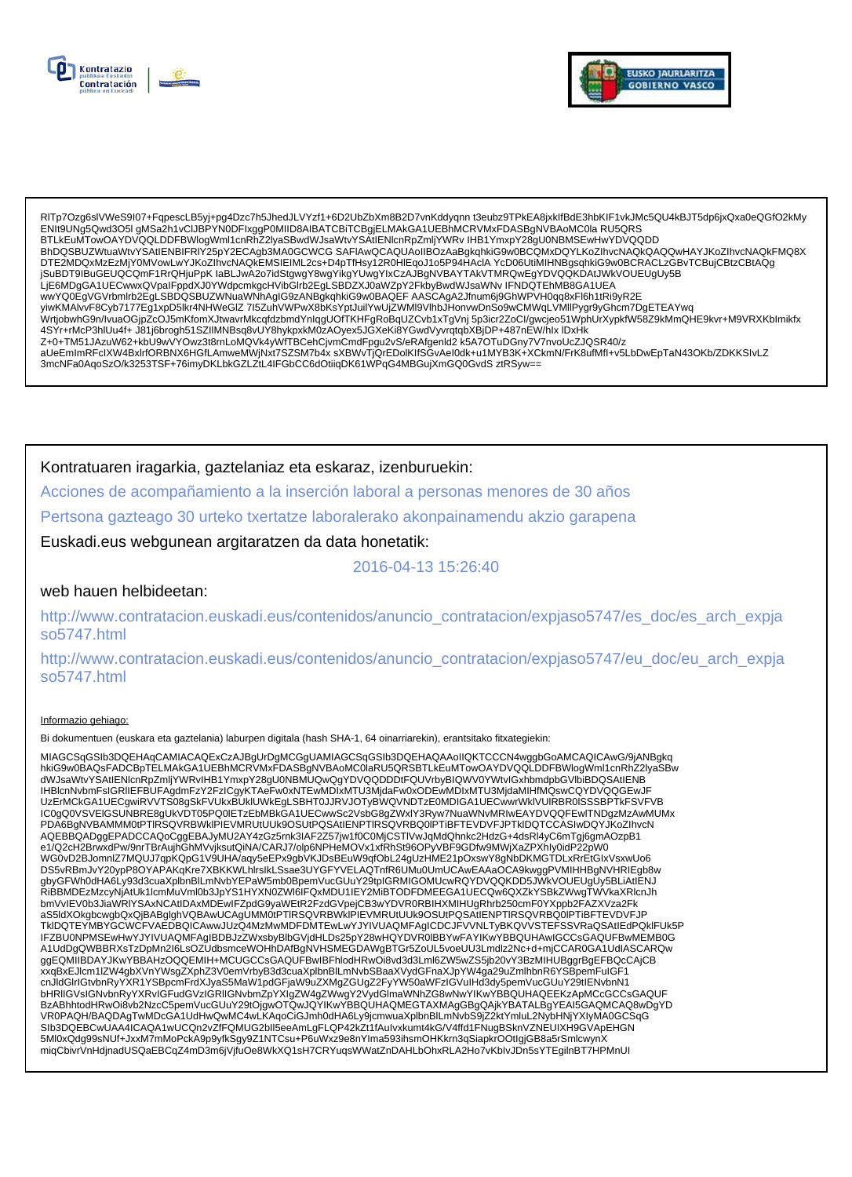RlTp7Ozg6slVWeS9I07+FqpescLB5yj+pg4Dzc7h5JhedJLVYzf1+6D2UbZbXm8B2D7vnKddyqnn t3eubz9TPkEA8jxkIfBdE3hbKIF1vkJMc5QU4kBJT5dp6jxQxa0eQGfO2kMy ENIt9UNg5Qwd3O5l gMSa2h1vClJBPYN0DFlxggP0MIID8AIBATCBiTCBgjELMAkGA1UEBhMCRVMxFDASBgNVBAoMC0la RU5QRS BTLkEuMTowOAYDVQQLDDFBWlogWml1cnRhZ2lyaSBwdWJsaWtvYSAtIENlcnRpZmljYWRv IHB1YmxpY28gU0NBMSEwHwYDVQQDD BhDQSBUZWtuaWtvYSAtIENBIFRlY25pY2ECAgb3MA0GCWCG SAFlAwQCAQUAoIIBOzAaBgkqhkiG9w0BCQMxDQYLKoZIhvcNAQkQAQQwHAYJKoZIhvcNAQkFMQ8X DTE2MDQxMzEzMjY0MVowLwYJKoZIhvcNAQkEMSIEIML2cs+D4pTfHsy12R0HlEqoJ1o5P94HAcIA YcD06UtiMIHNBgsqhkiG9w0BCRACLzGBvTCBujCBtzCBtAQg jSuBDT9IBuGEUQCQmF1RrQHjuPpK IaBLJwA2o7idStgwgY8wgYikgYUwgYIxCzAJBgNVBAYTAkVTMRQwEgYDVQQKDAtJWkVOUEUgUy5B LjE6MDgGA1UECwwxQVpaIFppdXJ0YWdpcmkgcHVibGlrb2EgLSBDZXJ0aWZpY2FkbyBwdWJsaWNv IFNDQTEhMB8GA1UEA wwYQ0EgVGVrbmlrb2EgLSBDQSBUZWNuaWNhAgIG9zANBgkqhkiG9w0BAQEF AASCAgA2Jfnum6j9GhWPVH0qq8xFl6h1tRi9yR2E yiwKMAlvvF8Cyb7177Eg1xpD5lkr4NHWeGlZ 7l5ZuhVWPwX8bKsYptJuilYwUjZWMl9VlhbJHonvwDnSo9wCMWqLVMllPygr9yGhcm7DgETEAYwq WrtjobwhG9n/IvuaOGjpZcOJ5mKfomXJtwavrMkcqfdzbmdYnlqgUOfTKHFgRoBqUZCvb1xTgVnj 5p3icr2ZoCl/gwcjeo51WphUrXypkfW58Z9kMmQHE9kvr+M9VRXKbImikfx 4SYr+rMcP3hlUu4f+ J81j6brogh51SZlIMNBsq8vUY8hykpxkM0zAOyex5JGXeKi8YGwdVyvrqtqbXBjDP+487nEW/hlx IDxHk Z+0+TM51JAzuW62+kbU9wVYOwz3t8rnLoMQVk4yWfTBCehCjvmCmdFpgu2vS/eRAfgenld2 k5A7OTuDGny7V7nvoUcZJQSR40/z aUeEmImRFclXW4BxlrfORBNX6HGfLAmweMWjNxt7SZSM7b4x sXBWvTjQrEDolKIfSGvAel0dk+u1MYB3K+XCkmN/FrK8ufMfl+v5LbDwEpTaN43OKb/ZDKKSIvLZ 3mcNFa0AqoSzO/k3253TSF+76imyDKLbkGZLZtL4IFGbCC6dOtiiqDK61WPqG4MBGujXmGQ0GvdS ztRSyw==

Kontratuaren iragarkia, gaztelaniaz eta eskaraz, izenburuekin:

Acciones de acompañamiento a la inserción laboral a personas menores de 30 años

Pertsona gazteago 30 urteko txertatze laboralerako akonpainamendu akzio garapena

Euskadi.eus webgunean argitaratzen da data honetatik:

2016-04-13 15:26:40

web hauen helbideetan:

http://www.contratacion.euskadi.eus/contenidos/anuncio_contratacion/expjaso5747/es_doc/es_arch_expjaso5747.html

http://www.contratacion.euskadi.eus/contenidos/anuncio_contratacion/expjaso5747/eu_doc/eu_arch_expjaso5747.html

Informazio gehiago:

Bi dokumentuen (euskara eta gaztelania) laburpen digitala (hash SHA-1, 64 oinarriarekin), erantsitako fitxategiekin:

MIAGCSqGSIb3DQEHAqCAMIACAQExCzAJBgUrDgMCGgUAMIAGCSqGSIb3DQEHAQAAoIIQKTCCCN4wggbGoAMCAQICAwG/9jANBgkq hkiG9w0BAQsFADCBpTELMAkGA1UEBhMCRVMxFDASBgNVBAoMC0laRU5QRSBTLkEuMTowOAYDVQQLDDFBWlogWml1cnRhZ2lyaSBw dWJsaWtvYSAtIENlcnRpZmljYWRvIHB1YmxpY28gU0NBMUQwQgYDVQQDDDtFQUVrbyBIQWV0YWtvIGxhbmdpbGVlbiBDQSAtIENB IHBlcnNvbmFsIGRlIEFBUFAgdmFzY2FzIChGYTAeFw0xNTEwMDIxMTU3MjdaFw0xODEwMDIxMTU3MjdaMIHfMQswCQYDVQQGEwJF UzErMCkGA1UECgwiRVVTS08gSkFVUkxBUklUWkEgLSBHT0JJRVJOTyBWQVNDTzE0MDIGA1UECwwrWklVUlRBR0lSSSBPTkFSVFVB IC0gQ0VSVElGSUNBRE8gUkVDT05PQ0lETzEbMBkGA1UECwwSc2VsbG8gZWxlY3Ryw7NuaWNvMRIwEAYDVQQFEwlTNDgzMzAwMUMx PDA6BgNVBAMMM0tPTlRSQVRBWklPIEVMRUtUUk9OSUtPQSAtIENPTlRSQVRBQ0lPTiBFTEVDVFJPTklDQTCCASIwDQYJKoZIhvcN AQEBBQADggEPADCCAQoCggEBAJyMU2AY4zGz5rnk3lAF2Z57jw1f0C0MjCSTlVwJqMdQhnkc2HdzG+4dsRl4yC6mTgj6gmAOzpB1 e1/Q2cH2BrwxdPw/9nrTBrAujhGhMVvjksutQiNA/CARJ7/olp6NPHeMOVx1xfRhSt96OPyVBF9GDfw9MWjXaZPXhly0idP22pW0 WG0vD2BJomnlZ7MQUJ7qpKQpG1V9UHA/aqy5eEPx9gbVKJDsBEuW9qfObL24gUzHME21pOxswY8gNbDKMGTDLxRrEtGlxVsxwUo6 DS5vRBmJvY20ypP8OYAPAKqKre7XBKKWLhlrslkLSsae3UYGFYVELAQTnfR6UMu0UmUCAwEAAaOCA9kwggPVMIHHBgNVHRIEgb8w gbyGFWh0dHA6Ly93d3cuaXplbnBlLmNvbYEPaW5mb0BpemVucGUuY29tpIGRMIGOMUcwRQYDVQQKDD5JWkVOUEUgUy5BLiAtIENJ RiBBMDEzMzcyNjAtUk1lcmMuVml0b3JpYS1HYXN0ZWl6IFQxMDU1IEY2MiBTODFDMEEGA1UECQw6QXZkYSBkZWwgTWVkaXRlcnJh bmVvIEV0b3JiaWRlYSAxNCAtIDAxMDEwIFZpdG9yaWEtR2FzdGVpejCB3wYDVR0RBIHXMIHUgRhrb250cmF0YXppb2FAZXVza2Fk aS5ldXOkgbcwgbQxQjBABglghVQBAwUCAgUMM0tPTlRSQVRBWklPIEVMRUtUUk9OSUtPQSAtIENPTlRSQVRBQ0lPTiBFTEVDVFJP TklDQTEYMBYGCWCFVAEDBQICAwwJUzQ4MzMwMDFDMTEwLwYJYIVUAQMFAgICDCJFVVNLTyBKQVVSTEFSSVRaQSAtIEdPQklFUk5P IFZBU0NPMSEwHwYJYIVUAQMFAgIBDBJzZWxsbyBlbGVjdHLDs25pY28wHQYDVR0lBBYwFAYIKwYBBQUHAwIGCCsGAQUFBwMEMB0G A1UdDgQWBBRXsTzDpMn2I6LsOZUdbsmceWOHhDAfBgNVHSMEGDAWgBTGr5ZoUL5voeUU3Lmdlz2Nc+d+mjCCAR0GA1UdIASCARQw ggEQMIIBDAYJKwYBBAHzOQQEMIH+MCUGCCsGAQUFBwIBFhlodHRwOi8vd3d3Lml6ZW5wZS5jb20vY3BzMIHUBggrBgEFBQcCAjCB xxqBxEJlcm1lZW4gbXVnYWsgZXphZ3V0emVrbyB3d3cuaXplbnBlLmNvbSBaaXVydGFnaXJpYW4ga29uZmlhbnR6YSBpemFuIGF1 cnJldGlrIGtvbnRyYXR1YSBpcmFrdXJyaS5MaW1pdGFjaW9uZXMgZGUgZ2FyYW50aWFzIGVuIHd3dy5pemVucGUuY29tIENvbnN1 bHRlIGVsIGNvbnRyYXRvIGFudGVzIGRlIGNvbmZpYXIgZW4gZWwgY2VydGlmaWNhZG8wNwYIKwYBBQUHAQEEKzApMCcGCCsGAQUF BzABhhtodHRwOi8vb2NzcC5pemVucGUuY29tOjgwOTQwJQYIKwYBBQUHAQMEGTAXMAgGBgQAjkYBATALBgYEAI5GAQMCAQ8wDgYD VR0PAQH/BAQDAgTwMDcGA1UdHwQwMC4wLKAqoCiGJmh0dHA6Ly9jcmwuaXplbnBlLmNvbS9jZ2ktYmluL2NybHNjYXlyMA0GCSqG SIb3DQEBCwUAA4ICAQA1wUCQn2vZfFQMUG2bIl5eeAmLgFLQP42kZt1fAulvxkumt4kG/V4ffd1FNugBSknVZNEUIXH9GVApEHGN 5MI0xQdg99sNUf+JxxM7mMoPckA9p9yfkSgy9Z1NTCsu+P6uWxz9e8nYlma593ihsmOHKkrn3qSiapkrOOtlgjGB8a5rSmlcwynX miqCbivrVnHdjnadUSQaEBCqZ4mD3m6jVjfuOe8WkXQ1sH7CRYuqsWWatZnDAHLbOhxRLA2Ho7vKblvJDn5sYTEgilnBT7HPMnUI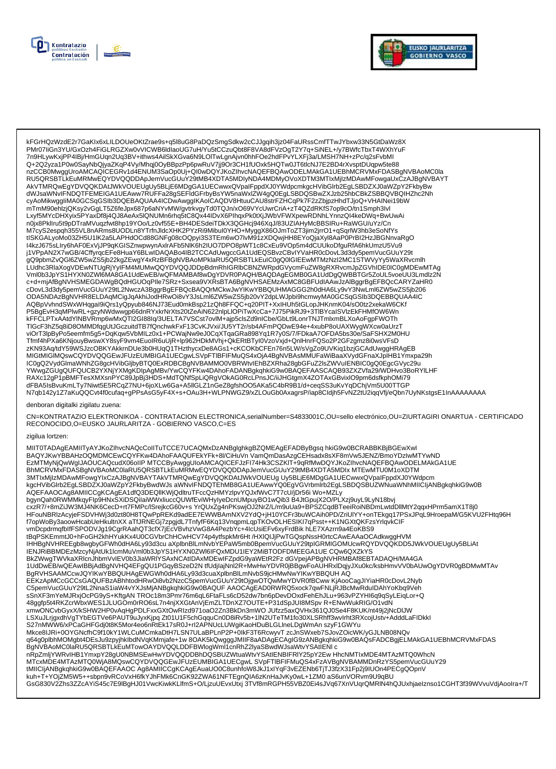kFGrHQzWzdE2r7GaKlx6xLILDOUeOKtZrae9s+q5l8uG8PaDQzSmgSdkw2cCJJgqih3jz04FaURssCmfTTwJYbxw33N5GtDaWz8X
PMr07liGn3YU/GxOzh4FiGLRGZXw0vVICWB6dlaoUG7uH/Yu5tCCzuQbt8F8VA8dFVzOgT2Y7q+SiNEL+/y7BWfcTbxT4WXhYuF
7n9HLywKxjPP4lBj/HmGUqn2Uq3BV+ithws4AilSkXGva6N9LOlTwLgnAjvn0hhFOe2hdFPvYLXFj3a/LMSH7NH+zPc/q2sFvbMl
Q+2Q2yza1P0w0SayNbQjyaZKqP4Vy/Mhqj0OyBBpzPp6pwRuV7jj9Or3CH1fUOxk5HQTw0JT6tlcNJ7E2BD4rXvsptDUqpw5te88
nzCCB0MwggUroAMCAQICEGRv1d4ENUM3SaOp0Uj+QI0wDQYJKoZIhvcNAQEFBQAwODELMAkGA1UEBhMCRVMxFDASBgNVBAoMC0la
RU5QRSBTLkEuMRMwEQYDVQQDDApJemVucGUuY29tMB4XDTA5MDIyNDA4MDMyOVoXDTM3MTIxMjIzMDAwMFowgaUxCzAJBgNVBAYT
AkVTMRQwEgYDVQQKDAtJWkVOUEUgUy5BLjE6MDgGA1UECwwxQ0VpaIFppdXJ0YWdpcmkgcHVibGlrb2EgLSBDZXJ0aWZpY2FkbyBw
dWJsaWNvIFNDQTFEMEIGA1UEAww7RUFFa28gSEFldGFrbyBsYW5naWxlZW4gQ0EgLSBDQSBwZXJzb25hbCBkZSBBQVBQIHZhc2Nh
cyAoMkwggIiMA0GCSqGSIb3DQEBAQUAA4ICDwAwggIKAoICAQDV8HtuuCAU8strFZHCqPk7F2zZbjpzHhdTJjoQ+VHAINei19bW
mTmM90ehlzjQKsy2vGgLT5Z6feJpx687p6aNYvMW/gvtrkvgyTd0TQJn/xO69VYcUwrCriA+zT4QZdRKfS7op9cO/tn1Smph3lvl
Lxyf5MYcDHXyix5PYaxDf8j4QJ8AeAx5lQNUMn6rhq5tC8Qx44lDvX6PIhqxPk0tXjJWbVFWXpewRDNhLYnnzQl4keDWq+BwUwAi
n0jx8PkllrU5t9pDTraMVuqzfwt8hp19YOo/Lz0vf55E+BH4DESdeiTDkX3QGHcj946XqJ/83UZlAHyMcBBSIRu+RaWGU/uYz/Cn
M7cyS2espqh355VL8nARms8UODLn8YTrfnJldcXHK2PYzRi9Mibul0YHO+MyggX86OJmToZT3jim2jrrO1+qSqrlW3hb3eSoNfYs
tISKGALyoMo03ZH5U1lK2a5LAPHdOCd88GNFg08cOQpyi3S3TEm6wO7lvM91zXDQwjHH8EYoQjaXyl8AaP0PrBI2HzJBGNnvaRgO
l4kzJ675sLlry6hAF0ExVjJP9qKGISZnwpwynAxlrAFb5NlK6h2IUO7DPO8pWT1c8CxEu9VOp5m4dCUUkoDfguRfA6hkUmzU5Vu9
j1VPpAN2X7wGB/4CffyrqcEFe8HuaY6BLwIDAQABo4IB2TCCAdUwgccGA1UdEQSBvzCBvIYVaHR0cDovL3d3dy5pemVucGUuY29t
gQ9pbmZvQGl6ZW5wZS5jb22kgZEwgY4xRzBFBgNVBAoMPklaRU5QRSBTLkEuIC0gQ0lGIEEwMTMzNzI2MC1STWVyYy5WaXRvcmlh
LUdhc3RlaXogVDEwNTUgRjYyIFM4MUMwQQYDVQQJDDpBdmRhIGRlbCBNZWRpdGVycmFuZW8gRXRvcmJpZGVhIDE0IC0gMDEwMTAg
Vml0b3JpYS1HYXN0ZWl6MA8GA1UdEwEB/wQFMAMBAf8wDgYDVR0PAQH/BAQDAgEGMB0GA1UdDgQWBBTGr5ZoUL5voeUU3Lmdlz2N
c+d+mjAfBgNVHSMEGDAWgBQdHGUOqPIle7SRz+Sxsea9VXRsBTA6BgNVHSAEMzAxMC8GBFUdIAAwJzAlBggrBgEFBQcCARYZaHR0
cDovL3d3dy5pemVucGUuY29tL2NwczA3BggrBgEFBQcBAQQrMCkwJwYIKwYBBQUHMAGGG2h0dHA6Ly9vY3NwLml6ZW5wZS5jb206
ODA5NDAzBgNVHR8ELDAqMCigJqAkhiJodHRwOi8vY3JsLml6ZW5wZS5jb20vY2dpLWJpbi9hcmwyMA0GCSqGSIb3DQEBBQUAA4IC
AQBpVvhndSWxWHqgaI9iQrs1yQpyub846NJ73Eud0mkBsp21zQh8FFQC+q20PIT+XxIHUh5tGLopJHKnmK04/sO0tz2xekaW6CKf
P5BgEvH3qMPlwRL+gzyNWdwwgp66dnRYxkrNrXts20tZeAiN622nlpLlOPiTwXcCa+7J75PikRJ9+3TlBYcaISVlzEkFHMfOW6Wn
kFFCLPTxAAtdYlNBVRmp6wMxQTl2GI88Iq/3UELTA7VSCst7ovlM+ajp5clsZd9nICbe/GbLt9LonrTNJTmlxmBLXoAoFgpFWOTh
TlGcF3hZ5q8iD8OMMDfqgUtJGczuitdTB7fQnchwkFxF13CvKJVxi/JU5YT2r/sb4AFmPQDwE94e+4xubP8oUAXWygWXcw0aUrzT
viOrT3lpByPo5eemfm5g5+DqKqw5VbMlLz0x1+PCWajNw9eJ0CqXTqaGRa898Yq1R7y0S/7/FDkaA7OFDA5bs30e/SaFSHX2M0HU
Tfmf4hPXa6KNjouyBwswXY8syF9vm4EuolR6uUjR+lp962HDkMVhj+QkERtBTyl0VzoVxjd+QnlHnrFQSo2P2GFzgmz8i0wsVFsD
zKN93Aq/tdY59WSJzcOBKYAkkrnDUe3b0HUqQ1THzthycxDe8AGs1+cKCOKbCFEn76n5LW/sVgZo9UVKiq1bzjGCAdUwggHRAgEB
MIGtMIGlMQswCQYDVQQGEwJFUzEUMBIGA1UECgwLSVpFTlBFIFMuQS4xOjA4BgNVBAsMMUFaWiBaaXVydGFnaXJpIHB1Ymxpa29h
IC0gQ2VydGlmaWNhZG8gcHVibGljbyBTQ0ExRDBCBgNVBAMMO0VBRWtvIEhBZXRha28gbGFuZ2lsZWVuIENBIC0gQ0EgcGVyc29u
YWwgZGUgQUFQUCB2YXNjYXMgKDIpAgMBv/YwCQYFKw4DAhoFADANBgkqhkiG9w0BAQEFAASCAQB93ZXZVfa29/WDHvo3BoRYlLHF
RAXc12gP1pBMFTesXMXsnPYC89JpBj3HDS+MdTQNfSpLiQRgVOkAG0RcLPnsJC/iiJHGtgmX4ZOTAxGBvixlO9pm6dsfkphOMi79
dFBA5IsBvuKmLTy7Niwt5E5RCqZ7NU+6joXLw6Ga+A5llGLZ1nGeZ8gfshOO5AKa5C4bR9B1/d+ceqSS3uKvYqDChjVm5U00TTGP
N7qb142y1Z7aKuQQCvt4f0cufaq+gPPsAsG5yF4X+s+OAu3H+WLPNWGZ9/xZLOuGb0AxagrsP/iap8CIdjh5FvNZ2tU2iqqVfj/eQbn7UyNKstgsE1InAAAAAAAA

denboran digitalki zigilatu zuena:

CN=KONTRATAZIO ELEKTRONIKOA - CONTRATACION ELECTRONICA,serialNumber=S4833001C,OU=sello electrónico,OU=ZIURTAGIRI ONARTUA - CERTIFICADO RECONOCIDO,O=EUSKO JAURLARITZA - GOBIERNO VASCO,C=ES

zigilua lortzen:

MIIT0TADAgEAMIITyAYJKoZIhvcNAQcCoIITuTCCE7UCAQMxDzANBglghkgBZQMEAgEFADByBgsq hkiG9w0BCRABBKBjBGEwXwI
BAQYJKwYBBAHzOQMDMCEwCQYFKw4DAhoFAAQUFEkYFk+8l/CiHuVn VamQmDasAzgCEHsadx8sXF8mVw5JENZ/BmoYDzIwMTYwND
EzMTMyNjQwWgIJAOUCAQcudX06oIIP MTCCByAwggUIoAMCAQICEFJzFI74Hk3CSZKIT+9qRfMwDQYJKoZIhvcNAQEFBQAwODELMAkGA1UE
BhMCRVMxFDASBgNVBAoMC0laRU5QRSBTLkEuMRMwEQYDVQQDDApJemVucGUuY29tMB4XDTA5MDIx MTEwMTU0M1oXDTM
3MTIxMjIzMDAwMFowgYIxCzAJBgNVBAYTAkVTMRQwEgYDVQQKDAtJWkVOUEUg Uy5BLjE6MDgGA1UECwwxQ0VpaIFppdXJ0YWdpcm
kgcHVibGlrb2EgLSBDZXJ0aWZpY2FkbyBwdWJs aWNvIFNDQTEhMB8GA1UEAwwYQ0EgVGVrbmlrb2EgLSBDQSBUZWNuaWNhMIICIjANBgkqhkiG9w0B
AQEFAAOCAg8AMIICCgKCAgEA1dfQ3DEQllKWjQdltruTFccQzHMYzlpvYQJxfWvC7T7cU/jDr56i Wo+MZLy
bgynQah0RWMMkqyFIp9HNxSXiDSQilaiWWxliuccQUWfEviWHylyeDcnUMpuyBO1wQib3 B4JtGpujX2O/PLXzj9uyL9LyN18bvj
cxzR7/+8mZiJW3MJ4NK6CecD+rt7FMPc/lSrejkcG60v+s YrQUxZg4nPKswjOJ2NrZ/L/m9uUa9+BPSZCqdBTeeiRoiNBDmLwtdDllMtY2qqxHPrm5amX1T8j0
HFouNBRlzAcyjeFSDVHWj3d0zt80H8TQwPpREKd9adEE7EWWBAmNXV2YdQ+jH10YCFr3buWCAih0PD/ZriUlYY+onTEkgq17PSxJPqL9HroepaM/G5KVU2FHtq96H
f7opWoBy3aoowHcabUeHkultnXX aTfJRNEGj7zpgjdL7TnfyfF6Kq13VnqpmLqpTKOvOLHESIKI7qPsst++K1NGXtQKFzsYrlqvkCIF
vmDcpdrmqfbIfFSPODVJg19CgrRAahQT3cfX7jEcVBvhzVwG8A4PezbYc+4lcUsiEFv6xyFrdBik hLE7XAzrn9a4EoKBS9
tBqPSKEmmtJ0+hFoGH2khHYukKx4U0CGVbrChHCwHCV74p4ytfspkMr6Ht /HXlQlJjPwTGQspNssH0rtcCAwEAAaOCAdkwggHVM
IHHBgNVHREEgb8wgbyGFWh0dHA6Ly93d3cu aXplbnBlLmNvbYEPaW5mb0BpemVucGUuY29tpIGRMIGOMUcwRQYDVQQKDD5JWkVOUEUgUy5BLiAt
IENJRiBBMDEzMzcyNjAtUk1lcmMuVml0b3JpYS1HYXN0ZWl6IFQxMDU1IEY2MiBTODFDMEEGA1UE CQw6QXZkYS
BkZWwgTWVkaXRlcnJhbmVvIEV0b3JiaWRlYSAxNCAtIDAxMDEwIFZpdG9yaWEtR2Fz dGVpejAPBgNVHRMBAf8EBTADAQH/MA4GA
1UdDwEB/wQEAwIBBjAdBgNVHQ4EFgQU1PGqyBSzeD2N tfUdjIajNnl2R+MwHwYDVR0jBBgwFoAUHRxlDqjyJXu0kc/ksbHmvVV0bAUwOgYDVR0gBDMwMTAv
BgRVHSAAMCcwJQYIKwYBBQUHAgEWGWh0dHA6Ly93d3cuaXplbnBlLmNvbS9jcHMwNwYIKwYBBQUH AQ
EEKzApMCcGCCsGAQUFBzABhhtodHRwOi8vb2NzcC5pemVucGUuY29tOjgwOTQwMwYDVR0fBCww KjAooCagJIYiaHR0cDovL2Nyb
C5pemVucGUuY29tL2NnaS1iaW4vYXJsMjANBgkqhkiG9w0BAQUF AAOCAgEAD0RWRQ5xock7qwFNLjRJBcMwRduIDAhYoKbq9Veh
sSnXF3mYeMJRxjOcPG9yS+KftgAN TROc18m3Pmr76m6qL6FtaFLs6cD52dw7bn6pDevDOxdFehEhJLu+963vPZYHI6q9qSyLEiqLor+Q
48ggfp5t4RKZcrWbxWES1JLUGOm0rRO6sL7n4njXXGtAnVjEmZLTDnXZ7OUTE+P31dSpJUl8MSpv R+ENwWukRIG/O1vdN
xmwONCvbGyxX/kSHW2HP0vAqHgPDLFxxGXtOwRIzd971oaO2Zn3BkDn3mWO JUfzz5axQVHx361QJ0Se4F8KUK/nt49j2jNcDlJW
LSXuJLrjgxdhVgTYbEGTVe6PAUT9uJyxKjpq Zt01U1F5chGqquCn0D8iRv5b+1lN2UTeTM1fo30XLSRhff3wvIrht3RXcojUstv+AdddLaFIDkkl
S27nMWW6/xPCaGHFGdj0t8K5Mor4eo6nRtEk17sR0J+rI2APNUcLUWgiKaoHDuBLGLlneLDgWmAn szyF1GWYu
Mkce8IJRi+0OYGNcfhC9f10kY1HCLuMCmkaDtH7LSN7ULaBPLnP2P+0IkF3T6RcwyvT zcJnSWxeb7SJovZOicWK/yGJLNB08NQv
q64g0plbhMOMgbt4DEsJu9zpyjhklbdNVqKMmjafe+1w 8OAK5kQwgggJMIIF8aADAgECAgIG9zANBgkqhkiG9w0BAQsFADCBgjELMAkGA1UEBhMCRVMxFDAS
BgNVBAoMC0laRU5QRSBTLkEuMTowOAYDVQQLDDFBWlogWml1cnRhZ2lyaSBwdWJsaWtvYSAtIENl c
nRpZmljYWRvIHB1YmxpY28gU0NBMSEwHwYDVQQDDBhDQSBUZWtuaWtvYSAtIENBIFRlY25pY2Ew HhcNMTIxMDE4MTAzMTQ0WhcN
MTcxMDE4MTAzMTQ0WjA8MQswCQYDVQQGEwJFUzEUMBIGA1UECgwL SVpFTlBFIFMuQS4xFzAVBgNVBAMMDnRzYS5pemVucGUuY29
tMIICIjANBgkqhkiG9w0BAQEFAAOC Ag8AMIICCgKCAgEAuaUO0C8unhfoW8JkJ1xlYqF3vZENb6TjTJ3fzX31Fp2j9lUOn4PECgQOpnV
kuh+T+YOjZM5W5++sbpn9vRCoVxH6fkYJhFMk6CnGK92ZWA61NFTEgnQIA6zKnHaJvKy0wL+1ZM0 aS6unVORvm9U9qBU
GsG830V2Zhs3ZZcAYiS45c7E9lBgHJ01VwcKiwkKLlfmS+O/LjzuUEvxUtxj 3TVf8mRGPH55VBZ0Ei4sJVq67XnVUqrQMRlN4hQJUxhjaeIznso1CGHT3f39WVvuVdjAoolra+/T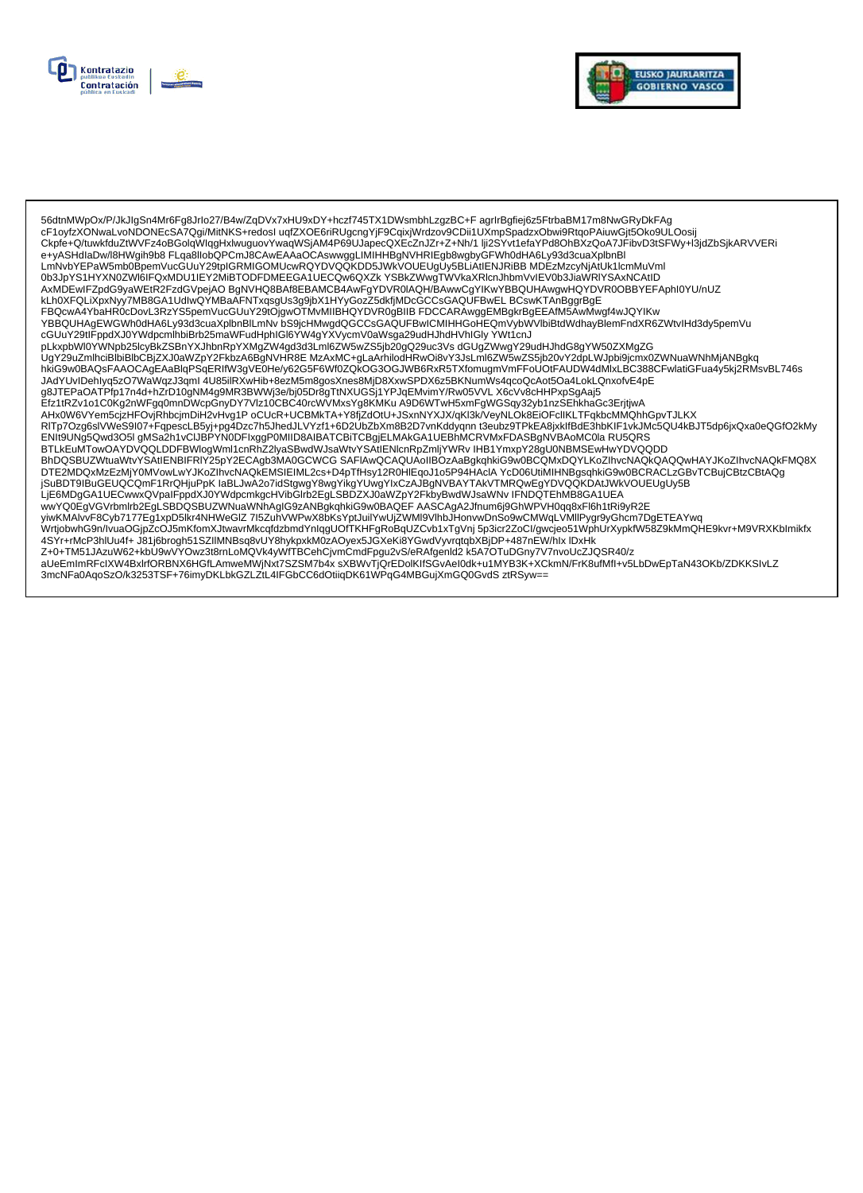56dtnMWpOx/P/JkJIgSn4Mr6Fg8JrIo27/B4w/ZqDVx7xHU9xDY+hczf745TX1DWsmbhLzgzBC+F agrIrBgfiej6z5FtrbaBM17m8NwGRyDkFAg
cF1oyfzXONwaLvoNDONEcSA7Qgi/MitNKS+redosI uqfZXOE6riRUgcngYjF9CqixjWrdzov9CDii1UXmpSpadzxObwi9RtqoPAiuwGjt5Oko9ULOosij
Ckpfe+Q/tuwkfduZtWVFz4oBGolqWlqgHxlwuguovYwaqWSjAM4P69UJapecQXEcZnJZr+Z+Nh/1 lji2SYvt1efaYPd8OhBXzQoA7JFibvD3tSFWy+l3jdZbSjkARVVERi
e+yASHdIaDw/l8HWgih9b8 FLqa8lIobQPCmJ8CAwEAAaOCAswwggLIMIHHBgNVHRIEgb8wgbyGFWh0dHA6Ly93d3cuaXplbnBl
LmNvbYEPaW5mb0BpemVucGUuY29tpIGRMIGOMUcwRQYDVQQKDD5JWkVOUEUgUy5BLiAtIENJRiBB MDEzMzcyNjAtUk1lcmMuVmI
0b3JpYS1HYXN0ZWl6IFQxMDU1IEY2MiBTODFDMEEGA1UECQw6QXZk YSBkZWwgTWVkaXRlcnJhbmVvIEV0b3JiaWRlYSAxNCAtID
AxMDEwIFZpdG9yaWEtR2FzdGVpejAO BgNVHQ8BAf8EBAMCB4AwFgYDVR0lAQH/BAwwCgYIKwYBBQUHAwgwHQYDVR0OBBYEFAphI0YU/nUZ
kLh0XFQLiXpxNyy7MB8GA1UdIwQYMBaAFNTxqsgUs3g9jbX1HYyGozZ5dkfjMDcGCCsGAQUFBwEL BCswKTAnBggrBgE
FBQcwA4YbaHR0cDovL3RzYS5pemVucGUuY29tOjgwOTMvMIIBHQYDVR0gBIIB FDCCARAwggEMBgkrBgEEAfM5AwMwgf4wJQYIKw
YBBQUHAgEWGWh0dHA6Ly93d3cuaXplbnBlLmNv bS9jcHMwgdQGCCsGAQUFBwICMIHHGoHEQmVybWVlbiBtdWdhayBlemFndXR6ZWtvIHd3dy5pemVu
cGUuY29tIFppdXJ0YWdpcmlhbiBrb25maWFudHphIGl6YW4gYXVycmV0aWsga29udHJhdHVhIGly YWt1cnJ
pLkxpbWl0YWNpb25lcyBkZSBnYXJhbnRpYXMgZW4gd3d3Lml6ZW5wZS5jb20gQ29uc3Vs dGUgZWwgY29udHJhdG8gYW50ZXMgZG
UgY29uZmlhciBlbiBlbCBjZXJ0aWZpY2FkbzA6BgNVHR8EMzAxMC+gLaArhilodHRwOi8vY3JsLml6ZW5wZS5jb20vY2dpLWJpbi9jcmx0ZWNuaWNhMjANBgkq
hkiG9w0BAQsFAAOCAgEAaBlqPSqERlfW3gVE0He/y62G5F6Wf0ZQkOG3OGJWB6RxR5TXfomugmVmFFoUOtFAUDW4dMlxLBC388CFwlatiGFua4y5kj2RMsvBL746s
JAdYUvlDehlyq5zO7WaWqzJ3qml 4U85ilRXwHib+8ezM5m8gosXnes8MjD8XxwSPDX6z5BKNumWs4qcoQcAot5Oa4LokLQnxofvE4pE
g8JTEPaOATPfp17n4d+hZrD10gNM4g9MR3BWWj3e/bj05Dr8gTtNXUGSj1YPJqEMvimY/Rw05VVL X6cVv8cHHPxpSgAaj5
Efz1tRZv1o1C0Kg2nWFgq0mnDWcpGnyDY7Vlz10CBC40rcWVMxsYg8KMKu A9D6WTwH5xmFgWGSqy32yb1nzSEhkhaGc3ErjtjwA
AHx0W6VYem5cjzHFOvjRhbcjmDiH2vHvg1P oCUcR+UCBMkTA+Y8fjZdOtU+JSxnNYXJX/qKl3k/VeyNLOk8EiOFclIKLTFqkbcMMQhhGpvTJLKX
RlTp7Ozg6slVWeS9I07+FqpescLB5yj+pg4Dzc7h5JhedJLVYzf1+6D2UbZbXm8B2D7vnKddyqnn t3eubz9TPkEA8jxkIfBdE3hbKIF1vkJMc5QU4kBJT5dp6jxQxa0eQGfO2kMy
ENIt9UNg5Qwd3O5l gMSa2h1vClJBPYN0DFlxggP0MIID8AIBATCBiTCBgjELMAkGA1UEBhMCRVMxFDASBgNVBAoMC0la RU5QRS
BTLkEuMTowOAYDVQQLDDFBWlogWml1cnRhZ2lyaSBwdWJsaWtvYSAtIENlcnRpZmljYWRv IHB1YmxpY28gU0NBMSEwHwYDVQQDD
BhDQSBUZWtuaWtvYSAtIENBIFRlY25pY2ECAgb3MA0GCWCG SAFlAwQCAQUAoIIBOzAaBgkqhkiG9w0BCQMxDQYLKoZIhvcNAQkQAQQwHAYJKoZIhvcNAQkFMQ8X
DTE2MDQxMzEzMjY0MVowLwYJKoZIhvcNAQkEMSIEIML2cs+D4pTfHsy12R0HlEqoJ1o5P94HAclA YcD06UtiMIHNBgsqhkiG9w0BCRACLzGBvTCBujCBtzCBtAQg
jSuBDT9IBuGEUQCQmF1RrQHjuPpK IaBLJwA2o7idStgwgY8wgYikgYUwgYIxCzAJBgNVBAYTAkVTMRQwEgYDVQQKDAtJWkVOUEUgUy5B
LjE6MDgGA1UECwwxQVpaIFppdXJ0YWdpcmkgcHVibGlrb2EgLSBDZXJ0aWZpY2FkbyBwdWJsaWNv IFNDQTEhMB8GA1UEA
wwYQ0EgVGVrbmlrb2EgLSBDQSBUZWNuaWNhAgIG9zANBgkqhkiG9w0BAQEF AASCAgA2Jfnum6j9GhWPVH0qq8xFl6h1tRi9yR2E
yiwKMAlvvF8Cyb7177Eg1xpD5lkr4NHWeGlZ 7I5ZuhVWPwX8bKsYptJuilYwUjZWMl9VlhbJHonvwDnSo9wCMWqLVMllPygr9yGhcm7DgETEAYwq
WrtjobwhG9n/lvuaOGjpZcOJ5mKfomXJtwavrMkcqfdzbmdYnlqgUOfTKHFgRoBqUZCvb1xTgVnj 5p3icr2ZoCl/gwcjeo51WphUrXypkfW58Z9kMmQHE9kvr+M9VRXKblmikfx
4SYr+rMcP3hlUu4f+ J81j6brogh51SZlIMNBsq8vUY8hykpxkM0zAOyex5JGXeKi8YGwdVyvrqtqbXBjDP+487nEW/hlx lDxHk
Z+0+TM51JAzuW62+kbU9wVYOwz3t8rnLoMQVk4yWfTBCehCjvmCmdFpgu2vS/eRAfgenld2 k5A7OTuDGny7V7nvoUcZJQSR40/z
aUeEmImRFcIXW4BxlrfORBNX6HGfLAmweMWjNxt7SZSM7b4x sXBWvTjQrEDolKIfSGvAeI0dk+u1MYB3K+XCkmN/FrK8ufMfl+v5LbDwEpTaN43OKb/ZDKKSIvLZ
3mcNFa0AqoSzO/k3253TSF+76imyDKLbkGZLZtL4IFGbCC6dOtiiqDK61WPqG4MBGujXmGQ0GvdS ztRSyw==